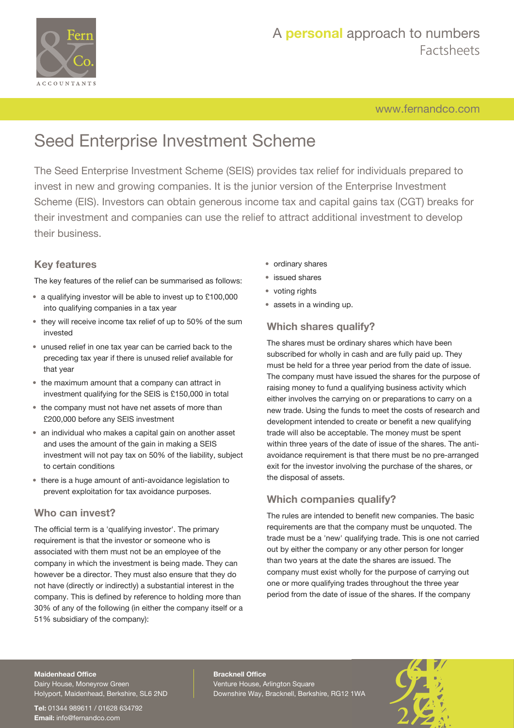# Seed Enterprise Investment Scheme

The Seed Enterprise Investment Scheme (SEIS) provides tax relief for individuals prepared to invest in new and growing companies. It is the junior version of the Enterprise Investment Scheme (EIS). Investors can obtain generous income tax and capital gains tax (CGT) breaks for their investment and companies can use the relief to attract additional investment to develop their business.

## Key features

The key features of the relief can be summarised as follows:

- a qualifying investor will be able to invest up to £100,000 into qualifying companies in a tax year
- they will receive income tax relief of up to 50% of the sum invested
- unused relief in one tax year can be carried back to the preceding tax year if there is unused relief available for that year
- the maximum amount that a company can attract in investment qualifying for the SEIS is £150,000 in total
- the company must not have net assets of more than £200,000 before any SEIS investment
- an individual who makes a capital gain on another asset and uses the amount of the gain in making a SEIS investment will not pay tax on 50% of the liability, subject to certain conditions
- there is a huge amount of anti-avoidance legislation to prevent exploitation for tax avoidance purposes.

## Who can invest?

The official term is a 'qualifying investor'. The primary requirement is that the investor or someone who is associated with them must not be an employee of the company in which the investment is being made. They can however be a director. They must also ensure that they do not have (directly or indirectly) a substantial interest in the company. This is defined by reference to holding more than 30% of any of the following (in either the company itself or a 51% subsidiary of the company):

- ordinary shares
- issued shares
- voting rights
- assets in a winding up.

## Which shares qualify?

The shares must be ordinary shares which have been subscribed for wholly in cash and are fully paid up. They must be held for a three year period from the date of issue. The company must have issued the shares for the purpose of raising money to fund a qualifying business activity which either involves the carrying on or preparations to carry on a new trade. Using the funds to meet the costs of research and development intended to create or benefit a new qualifying trade will also be acceptable. The money must be spent within three years of the date of issue of the shares. The anti-avoidance requirement is that there must be no pre-arranged exit for the investor involving the purchase of the shares, or the disposal of assets.

## Which companies qualify?

The rules are intended to benefit new companies. The basic requirements are that the company must be unquoted. The trade must be a 'new' qualifying trade. This is one not carried out by either the company or any other person for longer than two years at the date the shares are issued. The company must exist wholly for the purpose of carrying out one or more qualifying trades throughout the three year period from the date of issue of the shares. If the company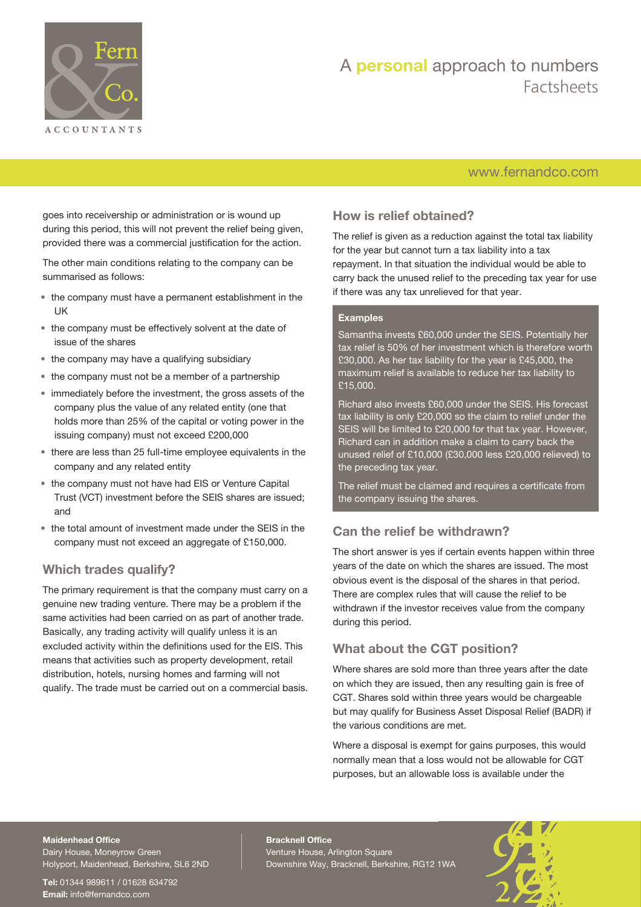goes into receivership or administration or is wound up during this period, this will not prevent the relief being given, provided there was a commercial justification for the action.

The other main conditions relating to the company can be summarised as follows:

- the company must have a permanent establishment in the UK
- the company must be effectively solvent at the date of issue of the shares
- the company may have a qualifying subsidiary
- the company must not be a member of a partnership
- immediately before the investment, the gross assets of the company plus the value of any related entity (one that holds more than 25% of the capital or voting power in the issuing company) must not exceed £200,000
- there are less than 25 full-time employee equivalents in the company and any related entity
- the company must not have had EIS or Venture Capital Trust (VCT) investment before the SEIS shares are issued; and
- the total amount of investment made under the SEIS in the company must not exceed an aggregate of £150,000.

## Which trades qualify?

The primary requirement is that the company must carry on a genuine new trading venture. There may be a problem if the same activities had been carried on as part of another trade. Basically, any trading activity will qualify unless it is an excluded activity within the definitions used for the EIS. This means that activities such as property development, retail distribution, hotels, nursing homes and farming will not qualify. The trade must be carried out on a commercial basis.

## How is relief obtained?

The relief is given as a reduction against the total tax liability for the year but cannot turn a tax liability into a tax repayment. In that situation the individual would be able to carry back the unused relief to the preceding tax year for use if there was any tax unrelieved for that year.

### Examples

Samantha invests £60,000 under the SEIS. Potentially her tax relief is 50% of her investment which is therefore worth £30,000. As her tax liability for the year is £45,000, the maximum relief is available to reduce her tax liability to £15,000.

Richard also invests £60,000 under the SEIS. His forecast tax liability is only £20,000 so the claim to relief under the SEIS will be limited to £20,000 for that tax year. However, Richard can in addition make a claim to carry back the unused relief of £10,000 (£30,000 less £20,000 relieved) to the preceding tax year.

The relief must be claimed and requires a certificate from the company issuing the shares.

## Can the relief be withdrawn?

The short answer is yes if certain events happen within three years of the date on which the shares are issued. The most obvious event is the disposal of the shares in that period. There are complex rules that will cause the relief to be withdrawn if the investor receives value from the company during this period.

## What about the CGT position?

Where shares are sold more than three years after the date on which they are issued, then any resulting gain is free of CGT. Shares sold within three years would be chargeable but may qualify for Business Asset Disposal Relief (BADR) if the various conditions are met.

Where a disposal is exempt for gains purposes, this would normally mean that a loss would not be allowable for CGT purposes, but an allowable loss is available under the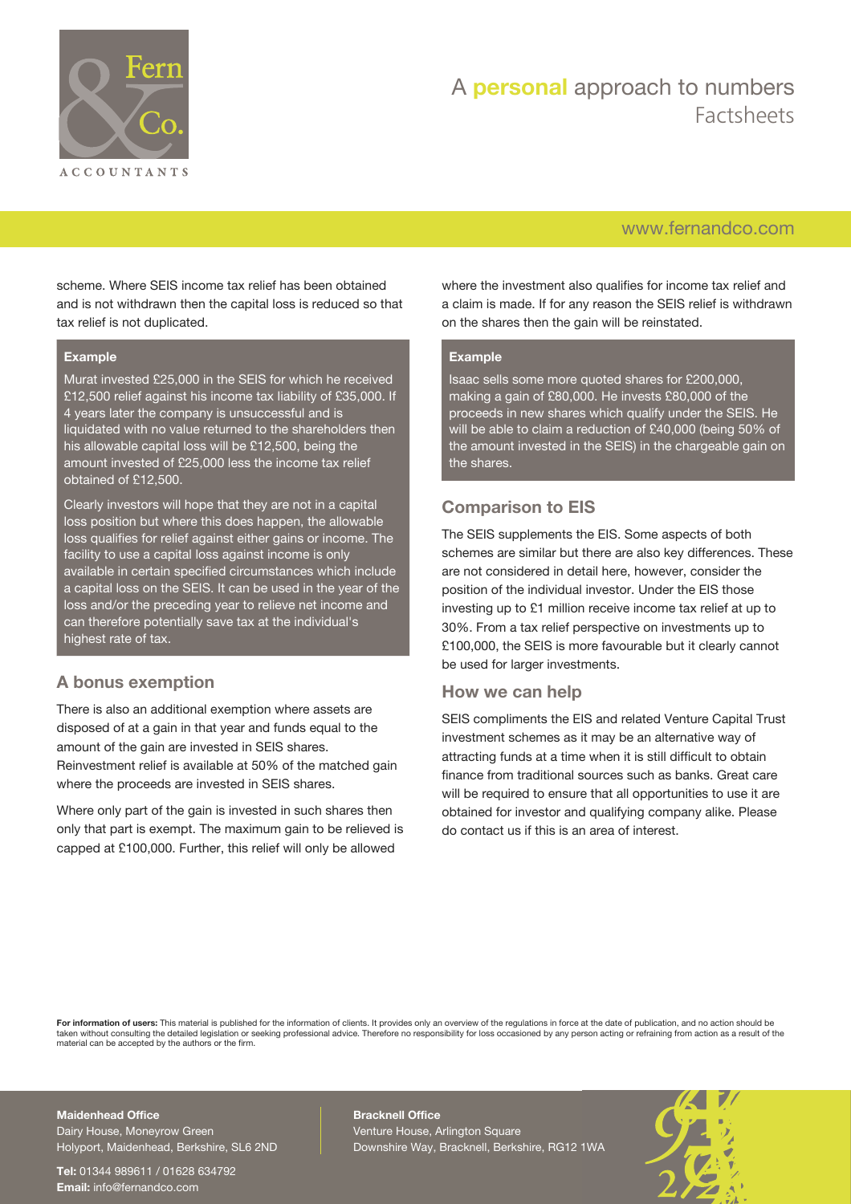scheme. Where SEIS income tax relief has been obtained and is not withdrawn then the capital loss is reduced so that tax relief is not duplicated.

**Example**

Murat invested £25,000 in the SEIS for which he received £12,500 relief against his income tax liability of £35,000. If 4 years later the company is unsuccessful and is liquidated with no value returned to the shareholders then his allowable capital loss will be £12,500, being the amount invested of £25,000 less the income tax relief obtained of £12,500.

Clearly investors will hope that they are not in a capital loss position but where this does happen, the allowable loss qualifies for relief against either gains or income. The facility to use a capital loss against income is only available in certain specified circumstances which include a capital loss on the SEIS. It can be used in the year of the loss and/or the preceding year to relieve net income and can therefore potentially save tax at the individual's highest rate of tax.

## A bonus exemption

There is also an additional exemption where assets are disposed of at a gain in that year and funds equal to the amount of the gain are invested in SEIS shares. Reinvestment relief is available at 50% of the matched gain where the proceeds are invested in SEIS shares.

Where only part of the gain is invested in such shares then only that part is exempt. The maximum gain to be relieved is capped at £100,000. Further, this relief will only be allowed where the investment also qualifies for income tax relief and a claim is made. If for any reason the SEIS relief is withdrawn on the shares then the gain will be reinstated.

**Example**

Isaac sells some more quoted shares for £200,000, making a gain of £80,000. He invests £80,000 of the proceeds in new shares which qualify under the SEIS. He will be able to claim a reduction of £40,000 (being 50% of the amount invested in the SEIS) in the chargeable gain on the shares.

## Comparison to EIS

The SEIS supplements the EIS. Some aspects of both schemes are similar but there are also key differences. These are not considered in detail here, however, consider the position of the individual investor. Under the EIS those investing up to £1 million receive income tax relief at up to 30%. From a tax relief perspective on investments up to £100,000, the SEIS is more favourable but it clearly cannot be used for larger investments.

## How we can help

SEIS compliments the EIS and related Venture Capital Trust investment schemes as it may be an alternative way of attracting funds at a time when it is still difficult to obtain finance from traditional sources such as banks. Great care will be required to ensure that all opportunities to use it are obtained for investor and qualifying company alike. Please do contact us if this is an area of interest.

**For information of users:** This material is published for the information of clients. It provides only an overview of the regulations in force at the date of publication, and no action should be taken without consulting the detailed legislation or seeking professional advice. Therefore no responsibility for loss occasioned by any person acting or refraining from action as a result of the material can be accepted by the authors or the firm.